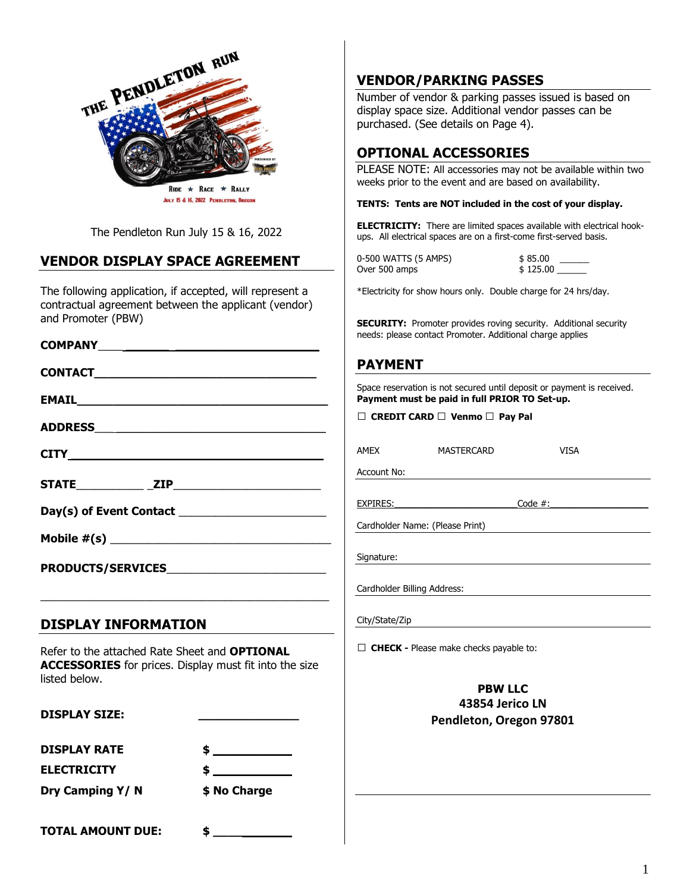THE PENDLETON RUN

RIDE ★ RACE ★ RALLY

JULY 15 & 16, 2022 PENDLETON, OREGON

The Pendleton Run July 15 & 16, 2022

## VENDOR DISPLAY SPACE AGREEMENT

The following application, if accepted, will represent a contractual agreement between the applicant (vendor) and Promoter (PBW)

**COMPANY**____________________________

**CONTACT**____________________________

**EMAIL**______________________________

**ADDRESS**____________________________

**CITY**_______________________________

**STATE**__________ **ZIP**_____________________

**Day(s) of Event Contact** ____________________

**Mobile #(s)** ________________________________

**PRODUCTS/SERVICES**_____________________

_____________________________________________

## DISPLAY INFORMATION

Refer to the attached Rate Sheet and **OPTIONAL ACCESSORIES** for prices. Display must fit into the size listed below.

**DISPLAY SIZE:** ______________

**DISPLAY RATE** **$** ___________

**ELECTRICITY** **$** ___________

**Dry Camping Y/ N** **$ No Charge**

**TOTAL AMOUNT DUE:** **$** ___________

## VENDOR/PARKING PASSES

Number of vendor & parking passes issued is based on display space size. Additional vendor passes can be purchased. (See details on Page 4).

## OPTIONAL ACCESSORIES

PLEASE NOTE: All accessories may not be available within two weeks prior to the event and are based on availability.

**TENTS: Tents are NOT included in the cost of your display.**

**ELECTRICITY:** There are limited spaces available with electrical hook-ups. All electrical spaces are on a first-come first-served basis.

| | |
|---|---|
| 0-500 WATTS (5 AMPS) | $ 85.00 ______ |
| Over 500 amps | $ 125.00 ______ |

*Electricity for show hours only. Double charge for 24 hrs/day.

**SECURITY:** Promoter provides roving security. Additional security needs: please contact Promoter. Additional charge applies

## PAYMENT

Space reservation is not secured until deposit or payment is received.
**Payment must be paid in full PRIOR TO Set-up.**

☐ **CREDIT CARD** ☐ **Venmo** ☐ **Pay Pal**

AMEX MASTERCARD VISA

Account No: ______________________________

EXPIRES:____________________ Code #:________________

Cardholder Name: (Please Print) ______________________________

Signature: ______________________________

Cardholder Billing Address: ______________________________

City/State/Zip ______________________________

☐ **CHECK -** Please make checks payable to:

**PBW LLC**
**43854 Jerico LN**
**Pendleton, Oregon 97801**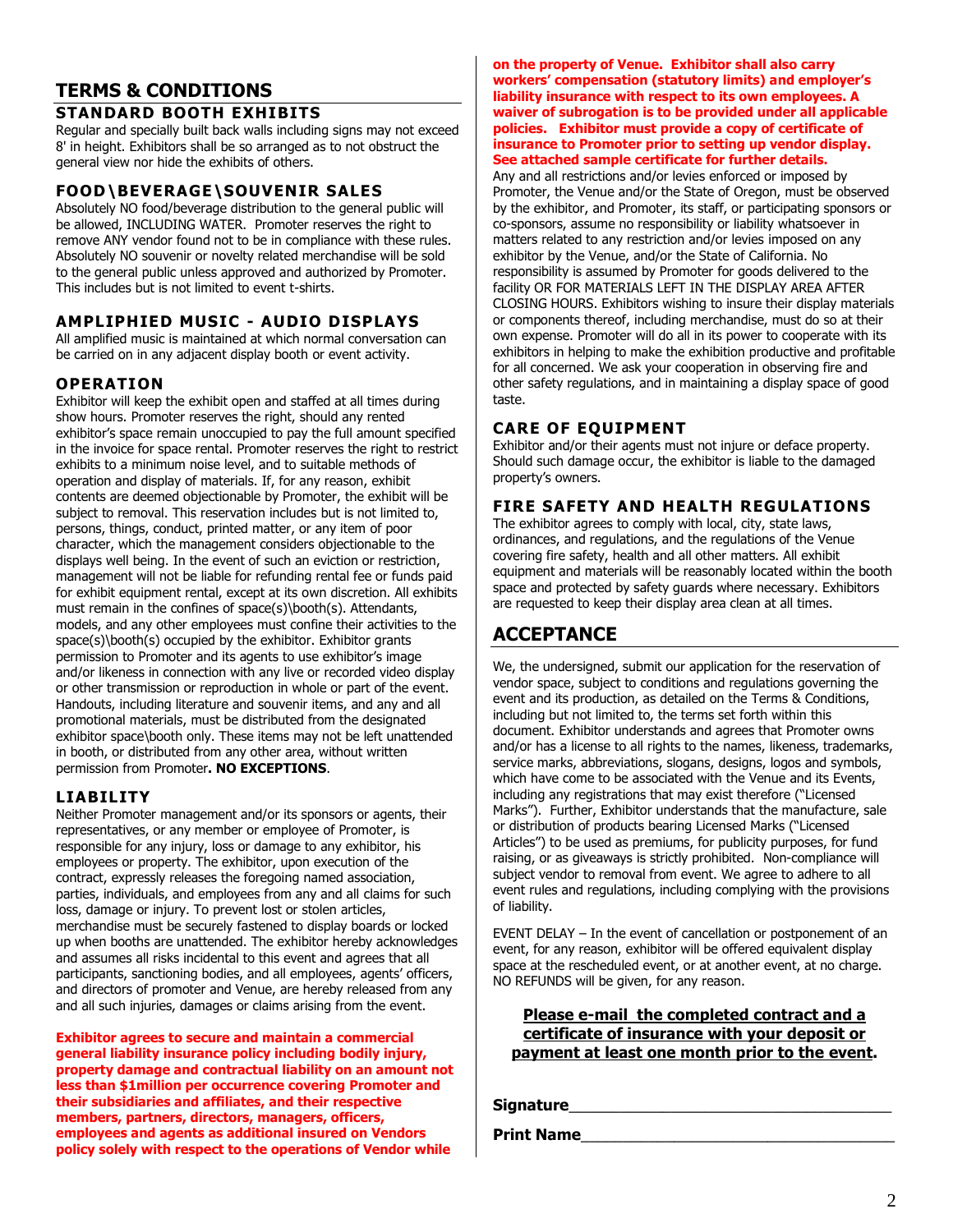# TERMS & CONDITIONS

## STANDARD BOOTH EXHIBITS

Regular and specially built back walls including signs may not exceed 8' in height. Exhibitors shall be so arranged as to not obstruct the general view nor hide the exhibits of others.

## FOOD\BEVERAGE\SOUVENIR SALES

Absolutely NO food/beverage distribution to the general public will be allowed, INCLUDING WATER. Promoter reserves the right to remove ANY vendor found not to be in compliance with these rules. Absolutely NO souvenir or novelty related merchandise will be sold to the general public unless approved and authorized by Promoter. This includes but is not limited to event t-shirts.

## AMPLIPHIED MUSIC - AUDIO DISPLAYS

All amplified music is maintained at which normal conversation can be carried on in any adjacent display booth or event activity.

## OPERATION

Exhibitor will keep the exhibit open and staffed at all times during show hours. Promoter reserves the right, should any rented exhibitor's space remain unoccupied to pay the full amount specified in the invoice for space rental. Promoter reserves the right to restrict exhibits to a minimum noise level, and to suitable methods of operation and display of materials. If, for any reason, exhibit contents are deemed objectionable by Promoter, the exhibit will be subject to removal. This reservation includes but is not limited to, persons, things, conduct, printed matter, or any item of poor character, which the management considers objectionable to the displays well being. In the event of such an eviction or restriction, management will not be liable for refunding rental fee or funds paid for exhibit equipment rental, except at its own discretion. All exhibits must remain in the confines of space(s)\booth(s). Attendants, models, and any other employees must confine their activities to the space(s)\booth(s) occupied by the exhibitor. Exhibitor grants permission to Promoter and its agents to use exhibitor's image and/or likeness in connection with any live or recorded video display or other transmission or reproduction in whole or part of the event. Handouts, including literature and souvenir items, and any and all promotional materials, must be distributed from the designated exhibitor space\booth only. These items may not be left unattended in booth, or distributed from any other area, without written permission from Promoter**. NO EXCEPTIONS**.

## LIABILITY

Neither Promoter management and/or its sponsors or agents, their representatives, or any member or employee of Promoter, is responsible for any injury, loss or damage to any exhibitor, his employees or property. The exhibitor, upon execution of the contract, expressly releases the foregoing named association, parties, individuals, and employees from any and all claims for such loss, damage or injury. To prevent lost or stolen articles, merchandise must be securely fastened to display boards or locked up when booths are unattended. The exhibitor hereby acknowledges and assumes all risks incidental to this event and agrees that all participants, sanctioning bodies, and all employees, agents' officers, and directors of promoter and Venue, are hereby released from any and all such injuries, damages or claims arising from the event.

**Exhibitor agrees to secure and maintain a commercial general liability insurance policy including bodily injury, property damage and contractual liability on an amount not less than $1million per occurrence covering Promoter and their subsidiaries and affiliates, and their respective members, partners, directors, managers, officers, employees and agents as additional insured on Vendors policy solely with respect to the operations of Vendor while on the property of Venue. Exhibitor shall also carry workers' compensation (statutory limits) and employer's liability insurance with respect to its own employees. A waiver of subrogation is to be provided under all applicable policies. Exhibitor must provide a copy of certificate of insurance to Promoter prior to setting up vendor display. See attached sample certificate for further details.**

Any and all restrictions and/or levies enforced or imposed by Promoter, the Venue and/or the State of Oregon, must be observed by the exhibitor, and Promoter, its staff, or participating sponsors or co-sponsors, assume no responsibility or liability whatsoever in matters related to any restriction and/or levies imposed on any exhibitor by the Venue, and/or the State of California. No responsibility is assumed by Promoter for goods delivered to the facility OR FOR MATERIALS LEFT IN THE DISPLAY AREA AFTER CLOSING HOURS. Exhibitors wishing to insure their display materials or components thereof, including merchandise, must do so at their own expense. Promoter will do all in its power to cooperate with its exhibitors in helping to make the exhibition productive and profitable for all concerned. We ask your cooperation in observing fire and other safety regulations, and in maintaining a display space of good taste.

## CARE OF EQUIPMENT

Exhibitor and/or their agents must not injure or deface property. Should such damage occur, the exhibitor is liable to the damaged property's owners.

## FIRE SAFETY AND HEALTH REGULATIONS

The exhibitor agrees to comply with local, city, state laws, ordinances, and regulations, and the regulations of the Venue covering fire safety, health and all other matters. All exhibit equipment and materials will be reasonably located within the booth space and protected by safety guards where necessary. Exhibitors are requested to keep their display area clean at all times.

# ACCEPTANCE

We, the undersigned, submit our application for the reservation of vendor space, subject to conditions and regulations governing the event and its production, as detailed on the Terms & Conditions, including but not limited to, the terms set forth within this document. Exhibitor understands and agrees that Promoter owns and/or has a license to all rights to the names, likeness, trademarks, service marks, abbreviations, slogans, designs, logos and symbols, which have come to be associated with the Venue and its Events, including any registrations that may exist therefore ("Licensed Marks"). Further, Exhibitor understands that the manufacture, sale or distribution of products bearing Licensed Marks ("Licensed Articles") to be used as premiums, for publicity purposes, for fund raising, or as giveaways is strictly prohibited. Non-compliance will subject vendor to removal from event. We agree to adhere to all event rules and regulations, including complying with the provisions of liability.

EVENT DELAY – In the event of cancellation or postponement of an event, for any reason, exhibitor will be offered equivalent display space at the rescheduled event, or at another event, at no charge. NO REFUNDS will be given, for any reason.

**Please e-mail the completed contract and a certificate of insurance with your deposit or payment at least one month prior to the event.**

**Signature**\_\_\_\_\_\_\_\_\_\_\_\_\_\_\_\_\_\_\_\_\_\_\_\_\_\_\_\_\_\_\_\_\_\_\_\_

**Print Name**\_\_\_\_\_\_\_\_\_\_\_\_\_\_\_\_\_\_\_\_\_\_\_\_\_\_\_\_\_\_\_\_\_\_\_\_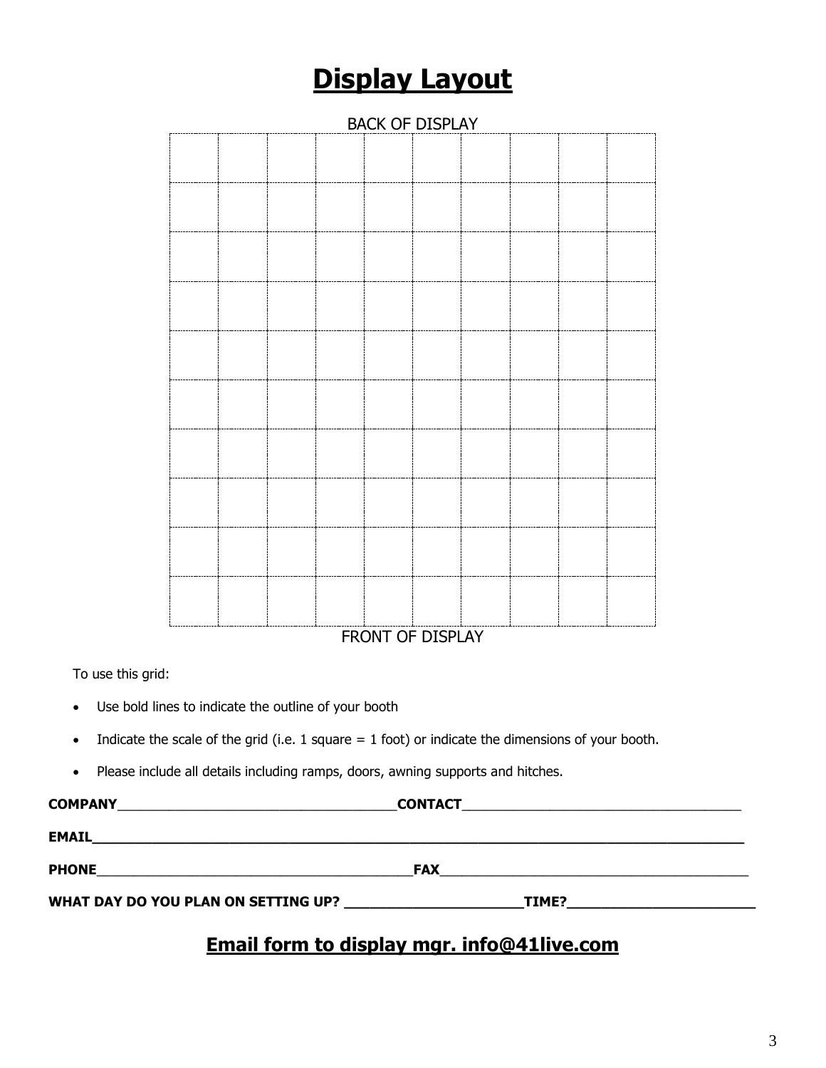# Display Layout

BACK OF DISPLAY

| | | | | | | | | | |
|---|---|---|---|---|---|---|---|---|---|
| | | | | | | | | | |
| | | | | | | | | | |
| | | | | | | | | | |
| | | | | | | | | | |
| | | | | | | | | | |
| | | | | | | | | | |
| | | | | | | | | | |
| | | | | | | | | | |
| | | | | | | | | | |
| | | | | | | | | | |

FRONT OF DISPLAY

To use this grid:

- Use bold lines to indicate the outline of your booth
- Indicate the scale of the grid (i.e. 1 square = 1 foot) or indicate the dimensions of your booth.
- Please include all details including ramps, doors, awning supports and hitches.

**COMPANY**_______________________________________**CONTACT**_______________________________________

**EMAIL**___________________________________________________________________________________

**PHONE**__________________________________________**FAX**__________________________________________

**WHAT DAY DO YOU PLAN ON SETTING UP? ______________________TIME?________________________**

## Email form to display mgr. info@41live.com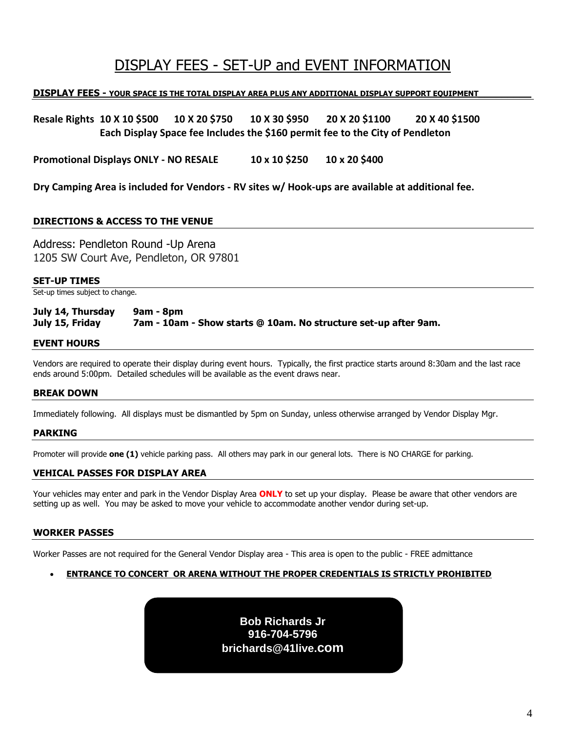# DISPLAY FEES - SET-UP and EVENT INFORMATION

## DISPLAY FEES - YOUR SPACE IS THE TOTAL DISPLAY AREA PLUS ANY ADDITIONAL DISPLAY SUPPORT EQUIPMENT

**Resale Rights 10 X 10 $500 10 X 20 $750 10 X 30 $950 20 X 20 $1100 20 X 40 $1500**
**Each Display Space fee Includes the $160 permit fee to the City of Pendleton**

**Promotional Displays ONLY - NO RESALE 10 x 10 $250 10 x 20 $400**

**Dry Camping Area is included for Vendors - RV sites w/ Hook-ups are available at additional fee.**

## DIRECTIONS & ACCESS TO THE VENUE

Address: Pendleton Round -Up Arena
1205 SW Court Ave, Pendleton, OR 97801

## SET-UP TIMES

Set-up times subject to change.

**July 14, Thursday 9am - 8pm**
**July 15, Friday 7am - 10am - Show starts @ 10am. No structure set-up after 9am.**

## EVENT HOURS

Vendors are required to operate their display during event hours. Typically, the first practice starts around 8:30am and the last race ends around 5:00pm. Detailed schedules will be available as the event draws near.

## BREAK DOWN

Immediately following. All displays must be dismantled by 5pm on Sunday, unless otherwise arranged by Vendor Display Mgr.

## PARKING

Promoter will provide **one (1)** vehicle parking pass. All others may park in our general lots. There is NO CHARGE for parking.

## VEHICAL PASSES FOR DISPLAY AREA

Your vehicles may enter and park in the Vendor Display Area **ONLY** to set up your display. Please be aware that other vendors are setting up as well. You may be asked to move your vehicle to accommodate another vendor during set-up.

## WORKER PASSES

Worker Passes are not required for the General Vendor Display area - This area is open to the public - FREE admittance

- **ENTRANCE TO CONCERT OR ARENA WITHOUT THE PROPER CREDENTIALS IS STRICTLY PROHIBITED**

**Bob Richards Jr**
**916-704-5796**
**brichards@41live.com**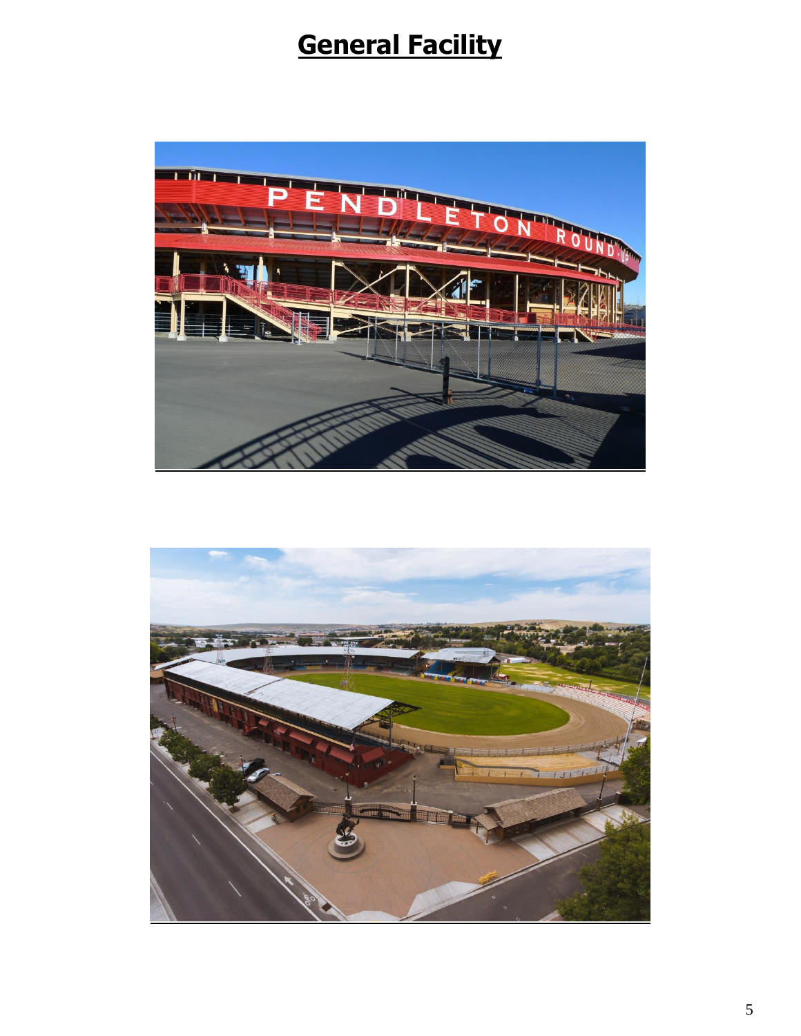# General Facility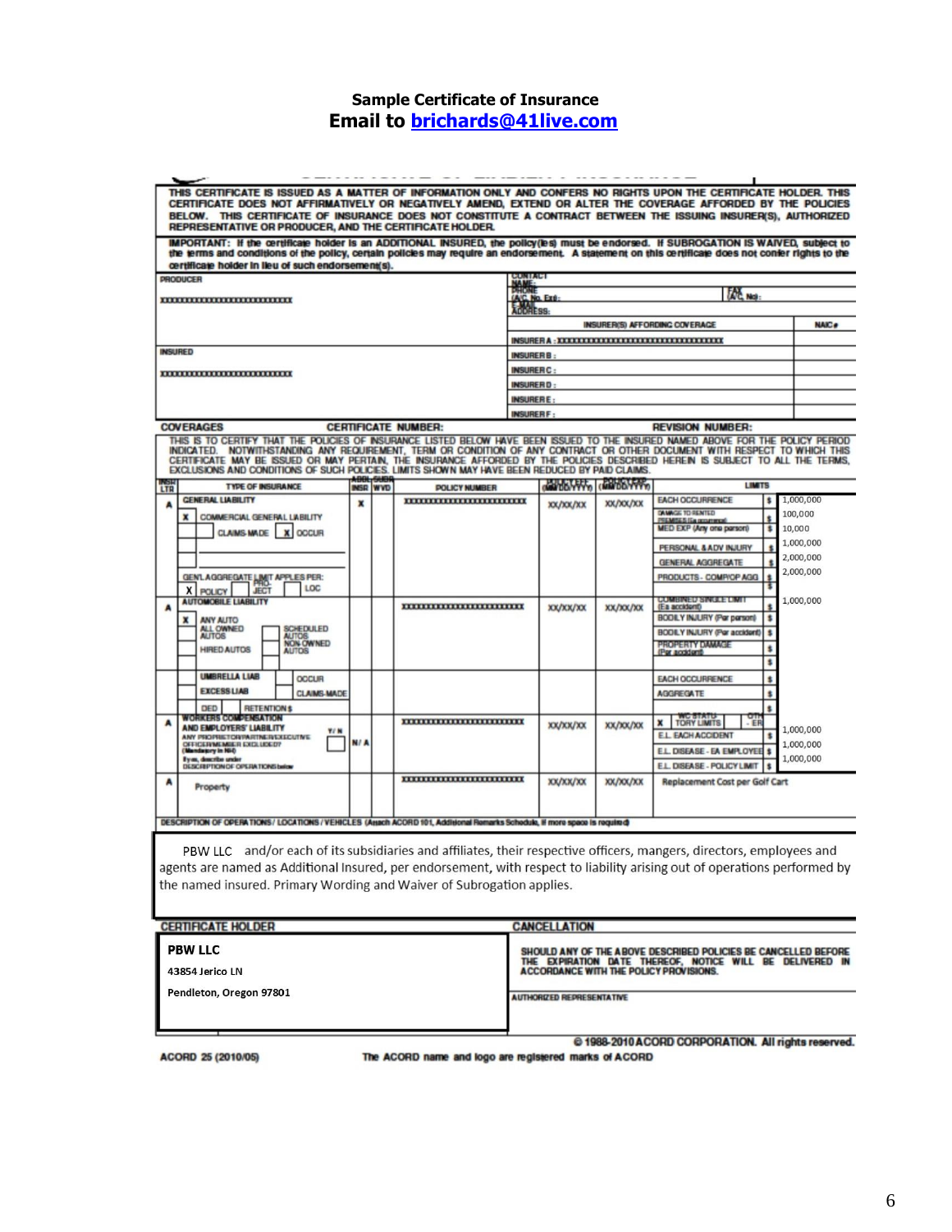**Sample Certificate of Insurance**

**Email to brichards@41live.com**

THIS CERTIFICATE IS ISSUED AS A MATTER OF INFORMATION ONLY AND CONFERS NO RIGHTS UPON THE CERTIFICATE HOLDER. THIS CERTIFICATE DOES NOT AFFIRMATIVELY OR NEGATIVELY AMEND, EXTEND OR ALTER THE COVERAGE AFFORDED BY THE POLICIES BELOW. THIS CERTIFICATE OF INSURANCE DOES NOT CONSTITUTE A CONTRACT BETWEEN THE ISSUING INSURER(S), AUTHORIZED REPRESENTATIVE OR PRODUCER, AND THE CERTIFICATE HOLDER.

IMPORTANT: If the certificate holder is an ADDITIONAL INSURED, the policy(ies) must be endorsed. If SUBROGATION IS WAIVED, subject to the terms and conditions of the policy, certain policies may require an endorsement. A statement on this certificate does not confer rights to the certificate holder in lieu of such endorsement(s).

| | | |
|---|---|---|
| PRODUCER | CONTACT NAME: | |
| xxxxxxxxxxxxxxxxxxxxxxxxxx | PHONE (A/C, No, Ext): | FAX (A/C, No): |
| | E-MAIL ADDRESS: | |
| | INSURER(S) AFFORDING COVERAGE | NAIC # |
| | INSURER A : xxxxxxxxxxxxxxxxxxxxxxxxxxxxxxxxxxx | |
| INSURED | INSURER B : | |
| xxxxxxxxxxxxxxxxxxxxxxxxxx | INSURER C : | |
| | INSURER D : | |
| | INSURER E : | |
| | INSURER F : | |

**COVERAGES** CERTIFICATE NUMBER: REVISION NUMBER:

THIS IS TO CERTIFY THAT THE POLICIES OF INSURANCE LISTED BELOW HAVE BEEN ISSUED TO THE INSURED NAMED ABOVE FOR THE POLICY PERIOD INDICATED. NOTWITHSTANDING ANY REQUIREMENT, TERM OR CONDITION OF ANY CONTRACT OR OTHER DOCUMENT WITH RESPECT TO WHICH THIS CERTIFICATE MAY BE ISSUED OR MAY PERTAIN, THE INSURANCE AFFORDED BY THE POLICIES DESCRIBED HEREIN IS SUBJECT TO ALL THE TERMS, EXCLUSIONS AND CONDITIONS OF SUCH POLICIES. LIMITS SHOWN MAY HAVE BEEN REDUCED BY PAID CLAIMS.

| INSR LTR | TYPE OF INSURANCE | ADDL INSR | SUBR WVD | POLICY NUMBER | POLICY EFF (MM/DD/YYYY) | POLICY EXP (MM/DD/YYYY) | LIMITS | |
|---|---|---|---|---|---|---|---|---|
| A | GENERAL LIABILITY<br>X COMMERCIAL GENERAL LIABILITY<br>CLAIMS-MADE X OCCUR<br>GEN'L AGGREGATE LIMIT APPLIES PER:<br>X POLICY PRO-JECT LOC | X | | xxxxxxxxxxxxxxxxxxxxxxxxx | XX/XX/XX | XX/XX/XX | EACH OCCURRENCE | $ 1,000,000 |
| | | | | | | | DAMAGE TO RENTED PREMISES (Ea occurrence) | $ 100,000 |
| | | | | | | | MED EXP (Any one person) | $ 10,000 |
| | | | | | | | PERSONAL & ADV INJURY | $ 1,000,000 |
| | | | | | | | GENERAL AGGREGATE | $ 2,000,000 |
| | | | | | | | PRODUCTS - COMP/OP AGG | $ 2,000,000 |
| | | | | | | | | $ |
| A | AUTOMOBILE LIABILITY<br>X ANY AUTO<br>ALL OWNED AUTOS / SCHEDULED AUTOS<br>HIRED AUTOS / NON-OWNED AUTOS | | | xxxxxxxxxxxxxxxxxxxxxxxxx | XX/XX/XX | XX/XX/XX | COMBINED SINGLE LIMIT (Ea accident) | $ 1,000,000 |
| | | | | | | | BODILY INJURY (Per person) | $ |
| | | | | | | | BODILY INJURY (Per accident) | $ |
| | | | | | | | PROPERTY DAMAGE (Per accident) | $ |
| | | | | | | | | $ |
| | UMBRELLA LIAB / OCCUR<br>EXCESS LIAB / CLAIMS-MADE<br>DED RETENTION $ | | | | | | EACH OCCURRENCE | $ |
| | | | | | | | AGGREGATE | $ |
| | | | | | | | | $ |
| A | WORKERS COMPENSATION AND EMPLOYERS' LIABILITY<br>ANY PROPRIETOR/PARTNER/EXECUTIVE OFFICER/MEMBER EXCLUDED? (Mandatory in NH) Y/N<br>If yes, describe under DESCRIPTION OF OPERATIONS below | N/A | | xxxxxxxxxxxxxxxxxxxxxxxxx | XX/XX/XX | XX/XX/XX | X WC STATUTORY LIMITS / OTH-ER | |
| | | | | | | | E.L. EACH ACCIDENT | $ 1,000,000 |
| | | | | | | | E.L. DISEASE - EA EMPLOYEE | $ 1,000,000 |
| | | | | | | | E.L. DISEASE - POLICY LIMIT | $ 1,000,000 |
| A | Property | | | xxxxxxxxxxxxxxxxxxxxxxxxx | XX/XX/XX | XX/XX/XX | Replacement Cost per Golf Cart | |

DESCRIPTION OF OPERATIONS / LOCATIONS / VEHICLES (Attach ACORD 101, Additional Remarks Schedule, if more space is required)

PBW LLC and/or each of its subsidiaries and affiliates, their respective officers, mangers, directors, employees and agents are named as Additional Insured, per endorsement, with respect to liability arising out of operations performed by the named insured. Primary Wording and Waiver of Subrogation applies.

| CERTIFICATE HOLDER | CANCELLATION |
|---|---|
| **PBW LLC**<br>43854 Jerico LN<br>Pendleton, Oregon 97801 | SHOULD ANY OF THE ABOVE DESCRIBED POLICIES BE CANCELLED BEFORE THE EXPIRATION DATE THEREOF, NOTICE WILL BE DELIVERED IN ACCORDANCE WITH THE POLICY PROVISIONS.<br><br>AUTHORIZED REPRESENTATIVE |

© 1988-2010 ACORD CORPORATION. All rights reserved.

ACORD 25 (2010/05) The ACORD name and logo are registered marks of ACORD